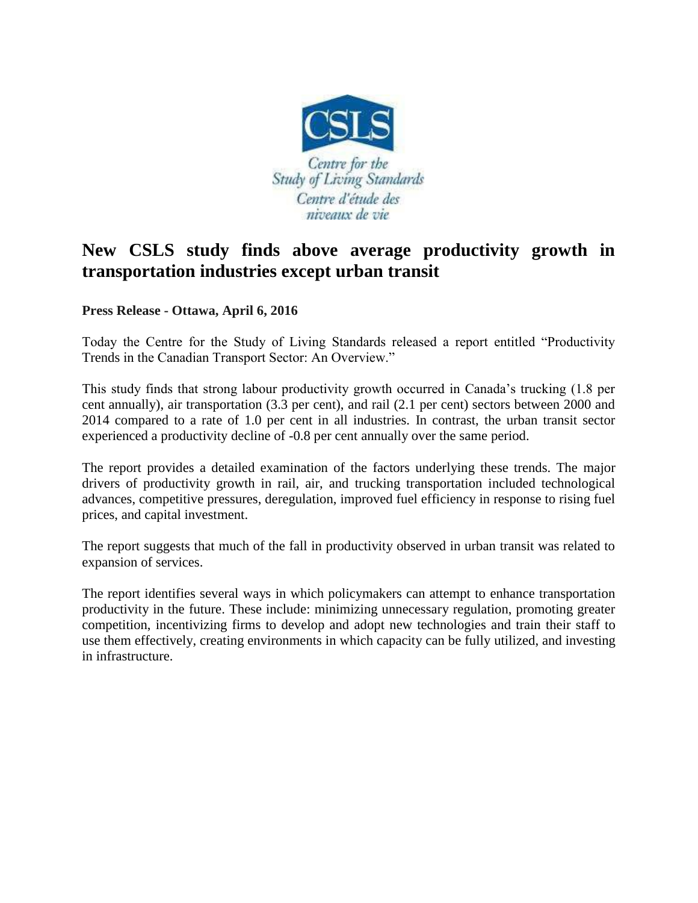CSLS

Centre for the Study of Living Standards

Centre d'étude des niveaux de vie

# New CSLS study finds above average productivity growth in transportation industries except urban transit

**Press Release - Ottawa, April 6, 2016**

Today the Centre for the Study of Living Standards released a report entitled "Productivity Trends in the Canadian Transport Sector: An Overview."

This study finds that strong labour productivity growth occurred in Canada's trucking (1.8 per cent annually), air transportation (3.3 per cent), and rail (2.1 per cent) sectors between 2000 and 2014 compared to a rate of 1.0 per cent in all industries. In contrast, the urban transit sector experienced a productivity decline of -0.8 per cent annually over the same period.

The report provides a detailed examination of the factors underlying these trends. The major drivers of productivity growth in rail, air, and trucking transportation included technological advances, competitive pressures, deregulation, improved fuel efficiency in response to rising fuel prices, and capital investment.

The report suggests that much of the fall in productivity observed in urban transit was related to expansion of services.

The report identifies several ways in which policymakers can attempt to enhance transportation productivity in the future. These include: minimizing unnecessary regulation, promoting greater competition, incentivizing firms to develop and adopt new technologies and train their staff to use them effectively, creating environments in which capacity can be fully utilized, and investing in infrastructure.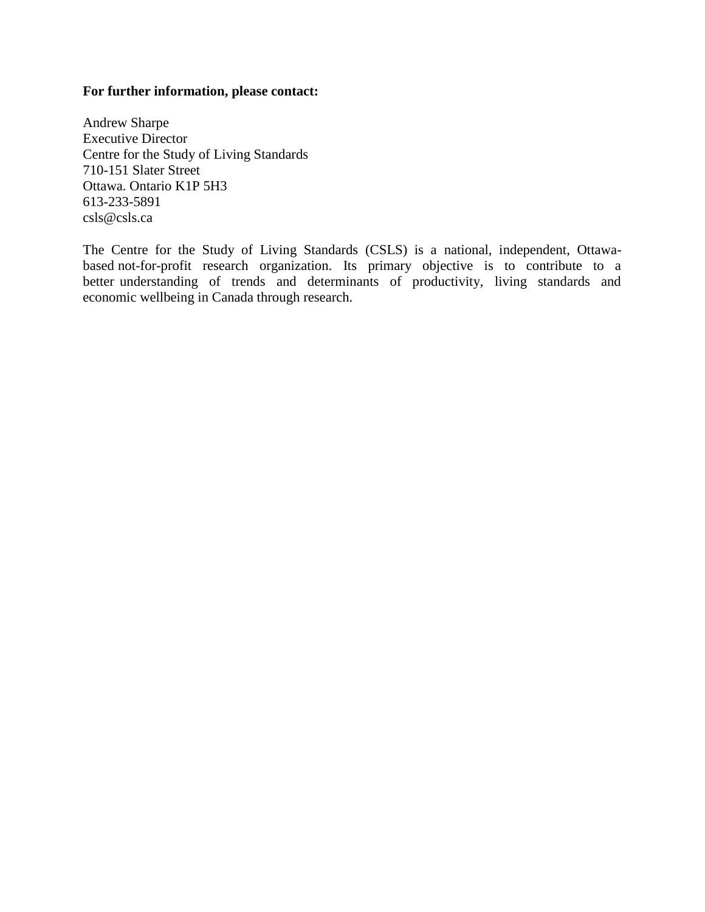**For further information, please contact:**

Andrew Sharpe
Executive Director
Centre for the Study of Living Standards
710-151 Slater Street
Ottawa. Ontario K1P 5H3
613-233-5891
csls@csls.ca

The Centre for the Study of Living Standards (CSLS) is a national, independent, Ottawa-based not-for-profit research organization. Its primary objective is to contribute to a better understanding of trends and determinants of productivity, living standards and economic wellbeing in Canada through research.